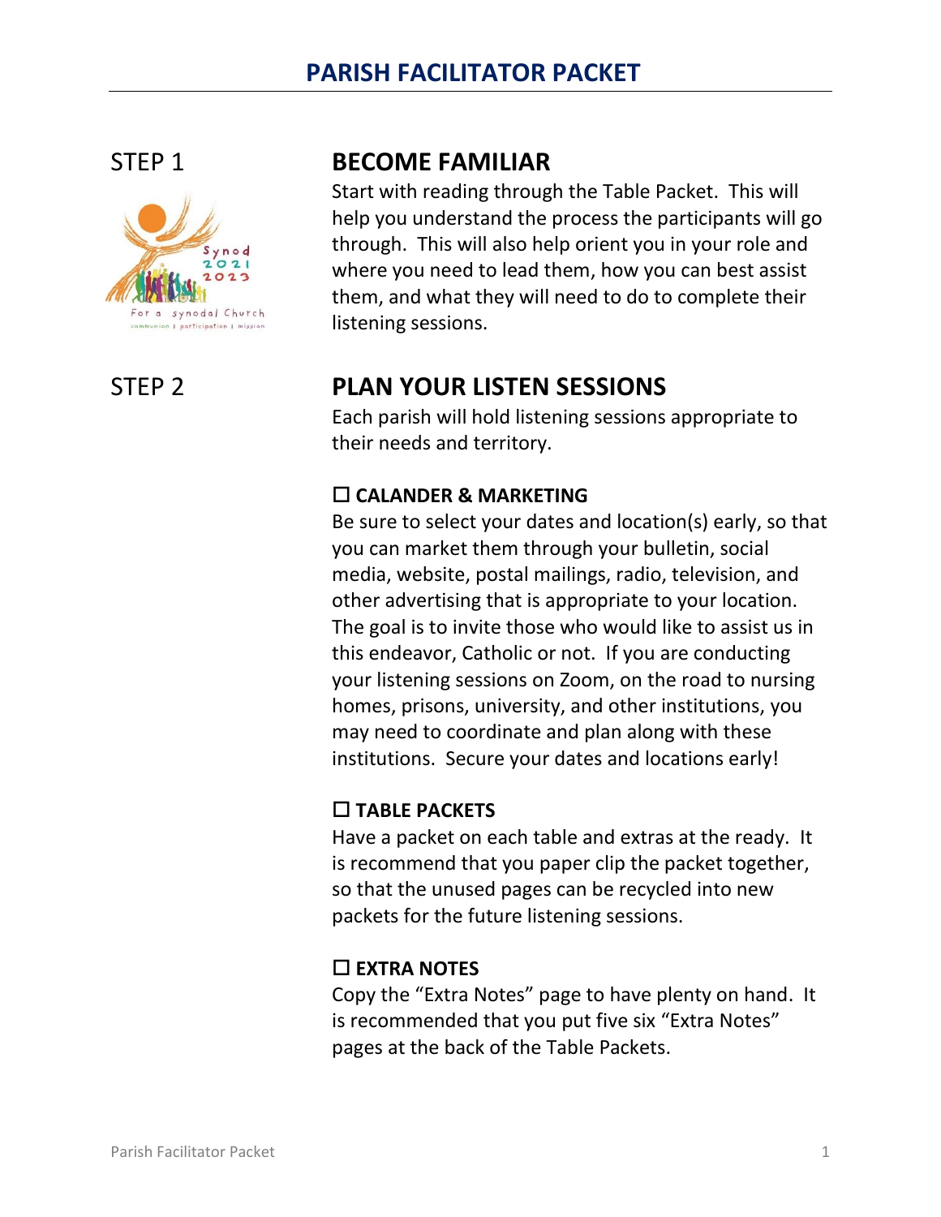# PARISH FACILITATOR PACKET

STEP 1

## BECOME FAMILIAR

Start with reading through the Table Packet. This will help you understand the process the participants will go through. This will also help orient you in your role and where you need to lead them, how you can best assist them, and what they will need to do to complete their listening sessions.

STEP 2

## PLAN YOUR LISTEN SESSIONS

Each parish will hold listening sessions appropriate to their needs and territory.

### ☐ CALANDER & MARKETING

Be sure to select your dates and location(s) early, so that you can market them through your bulletin, social media, website, postal mailings, radio, television, and other advertising that is appropriate to your location. The goal is to invite those who would like to assist us in this endeavor, Catholic or not. If you are conducting your listening sessions on Zoom, on the road to nursing homes, prisons, university, and other institutions, you may need to coordinate and plan along with these institutions. Secure your dates and locations early!

### ☐ TABLE PACKETS

Have a packet on each table and extras at the ready. It is recommend that you paper clip the packet together, so that the unused pages can be recycled into new packets for the future listening sessions.

### ☐ EXTRA NOTES

Copy the "Extra Notes" page to have plenty on hand. It is recommended that you put five six "Extra Notes" pages at the back of the Table Packets.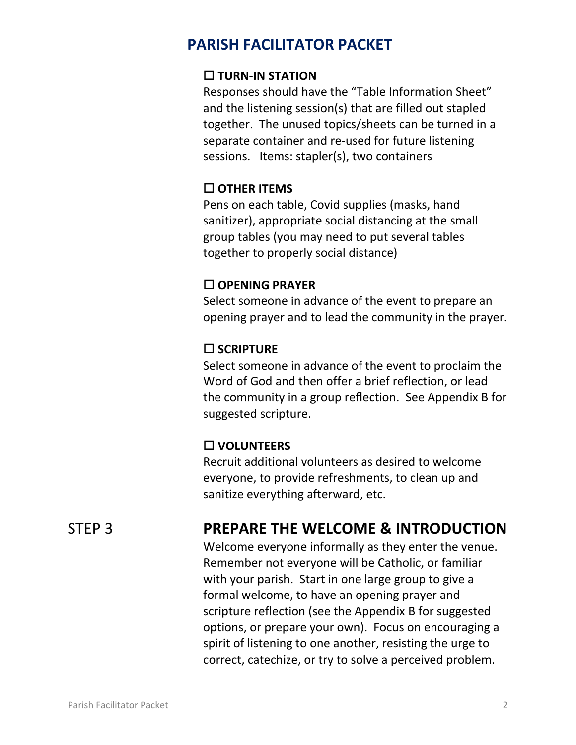### ☐ TURN-IN STATION

Responses should have the "Table Information Sheet" and the listening session(s) that are filled out stapled together. The unused topics/sheets can be turned in a separate container and re-used for future listening sessions. Items: stapler(s), two containers

### ☐ OTHER ITEMS

Pens on each table, Covid supplies (masks, hand sanitizer), appropriate social distancing at the small group tables (you may need to put several tables together to properly social distance)

### ☐ OPENING PRAYER

Select someone in advance of the event to prepare an opening prayer and to lead the community in the prayer.

### ☐ SCRIPTURE

Select someone in advance of the event to proclaim the Word of God and then offer a brief reflection, or lead the community in a group reflection. See Appendix B for suggested scripture.

### ☐ VOLUNTEERS

Recruit additional volunteers as desired to welcome everyone, to provide refreshments, to clean up and sanitize everything afterward, etc.

## STEP 3 — PREPARE THE WELCOME & INTRODUCTION

Welcome everyone informally as they enter the venue. Remember not everyone will be Catholic, or familiar with your parish. Start in one large group to give a formal welcome, to have an opening prayer and scripture reflection (see the Appendix B for suggested options, or prepare your own). Focus on encouraging a spirit of listening to one another, resisting the urge to correct, catechize, or try to solve a perceived problem.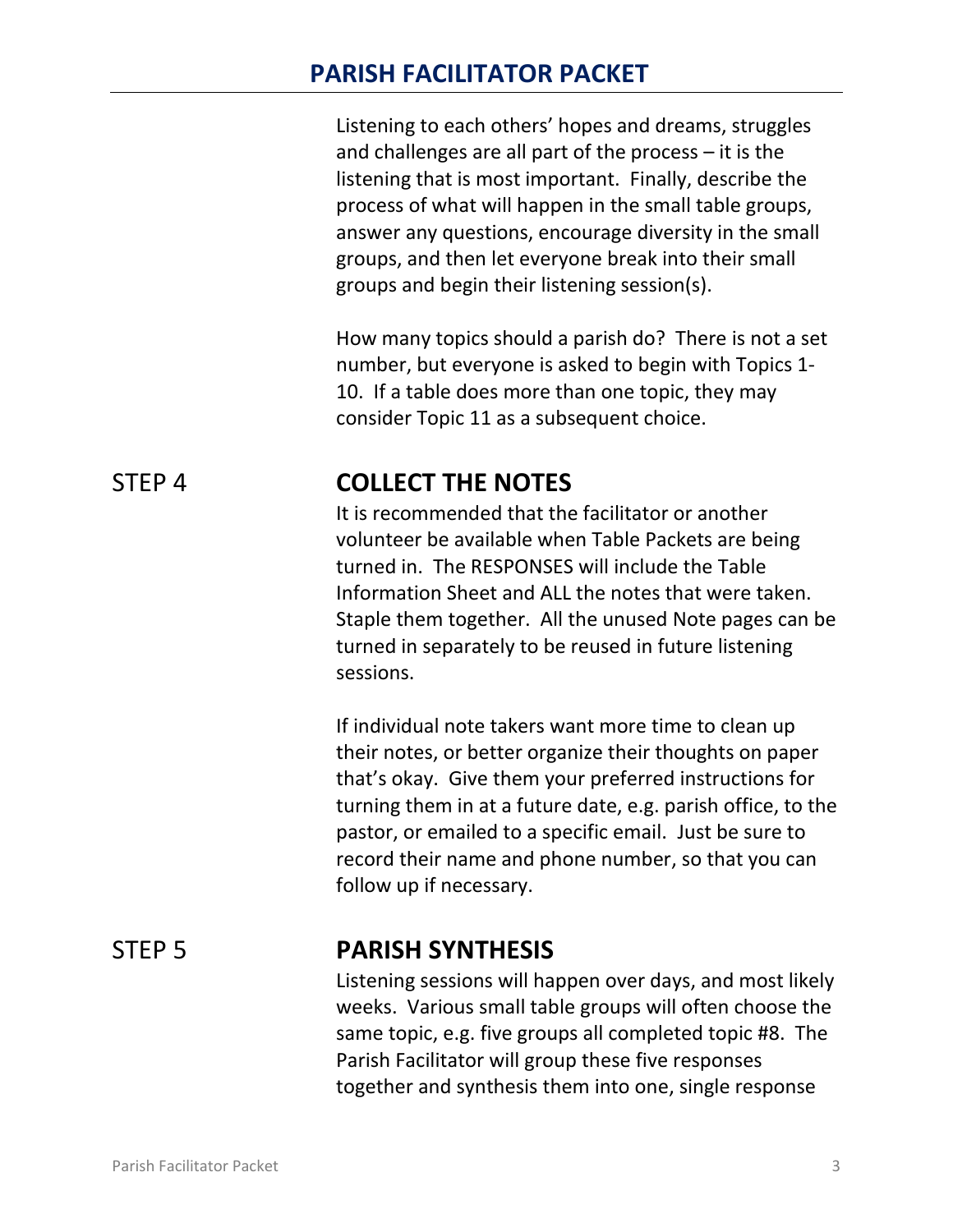Listening to each others' hopes and dreams, struggles and challenges are all part of the process – it is the listening that is most important. Finally, describe the process of what will happen in the small table groups, answer any questions, encourage diversity in the small groups, and then let everyone break into their small groups and begin their listening session(s).

How many topics should a parish do? There is not a set number, but everyone is asked to begin with Topics 1-10. If a table does more than one topic, they may consider Topic 11 as a subsequent choice.

## STEP 4 COLLECT THE NOTES

It is recommended that the facilitator or another volunteer be available when Table Packets are being turned in. The RESPONSES will include the Table Information Sheet and ALL the notes that were taken. Staple them together. All the unused Note pages can be turned in separately to be reused in future listening sessions.

If individual note takers want more time to clean up their notes, or better organize their thoughts on paper that's okay. Give them your preferred instructions for turning them in at a future date, e.g. parish office, to the pastor, or emailed to a specific email. Just be sure to record their name and phone number, so that you can follow up if necessary.

## STEP 5 PARISH SYNTHESIS

Listening sessions will happen over days, and most likely weeks. Various small table groups will often choose the same topic, e.g. five groups all completed topic #8. The Parish Facilitator will group these five responses together and synthesis them into one, single response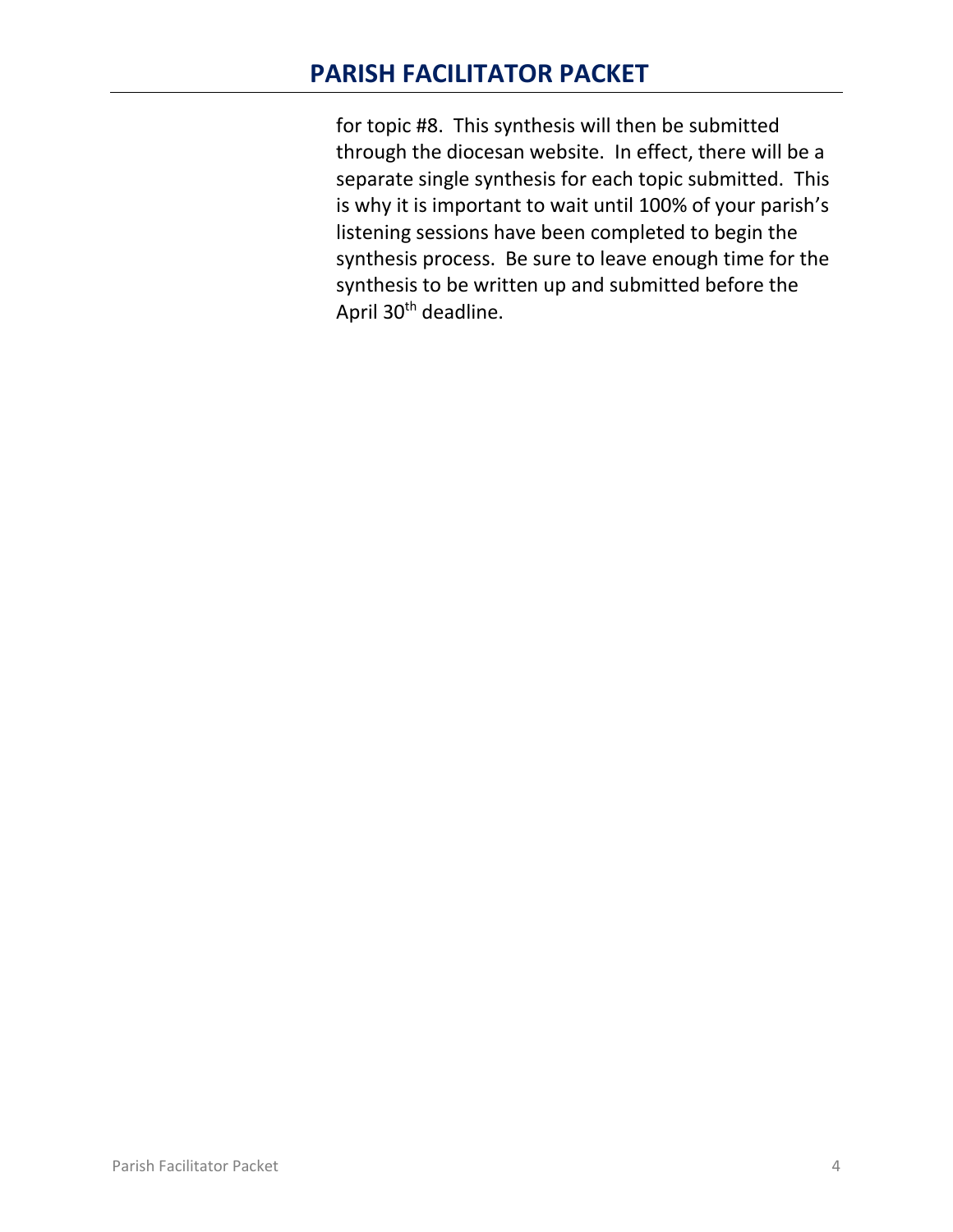for topic #8. This synthesis will then be submitted through the diocesan website. In effect, there will be a separate single synthesis for each topic submitted. This is why it is important to wait until 100% of your parish's listening sessions have been completed to begin the synthesis process. Be sure to leave enough time for the synthesis to be written up and submitted before the April 30th deadline.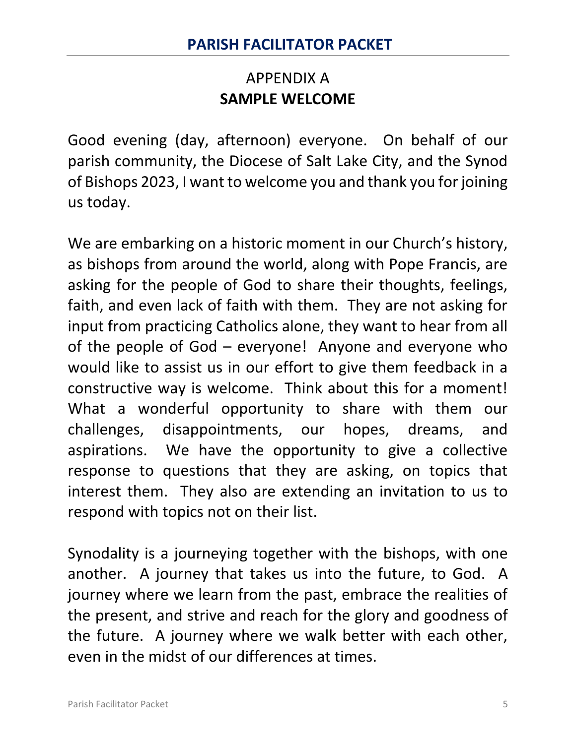## APPENDIX A
## **SAMPLE WELCOME**

Good evening (day, afternoon) everyone. On behalf of our parish community, the Diocese of Salt Lake City, and the Synod of Bishops 2023, I want to welcome you and thank you for joining us today.

We are embarking on a historic moment in our Church's history, as bishops from around the world, along with Pope Francis, are asking for the people of God to share their thoughts, feelings, faith, and even lack of faith with them. They are not asking for input from practicing Catholics alone, they want to hear from all of the people of God – everyone! Anyone and everyone who would like to assist us in our effort to give them feedback in a constructive way is welcome. Think about this for a moment! What a wonderful opportunity to share with them our challenges, disappointments, our hopes, dreams, and aspirations. We have the opportunity to give a collective response to questions that they are asking, on topics that interest them. They also are extending an invitation to us to respond with topics not on their list.

Synodality is a journeying together with the bishops, with one another. A journey that takes us into the future, to God. A journey where we learn from the past, embrace the realities of the present, and strive and reach for the glory and goodness of the future. A journey where we walk better with each other, even in the midst of our differences at times.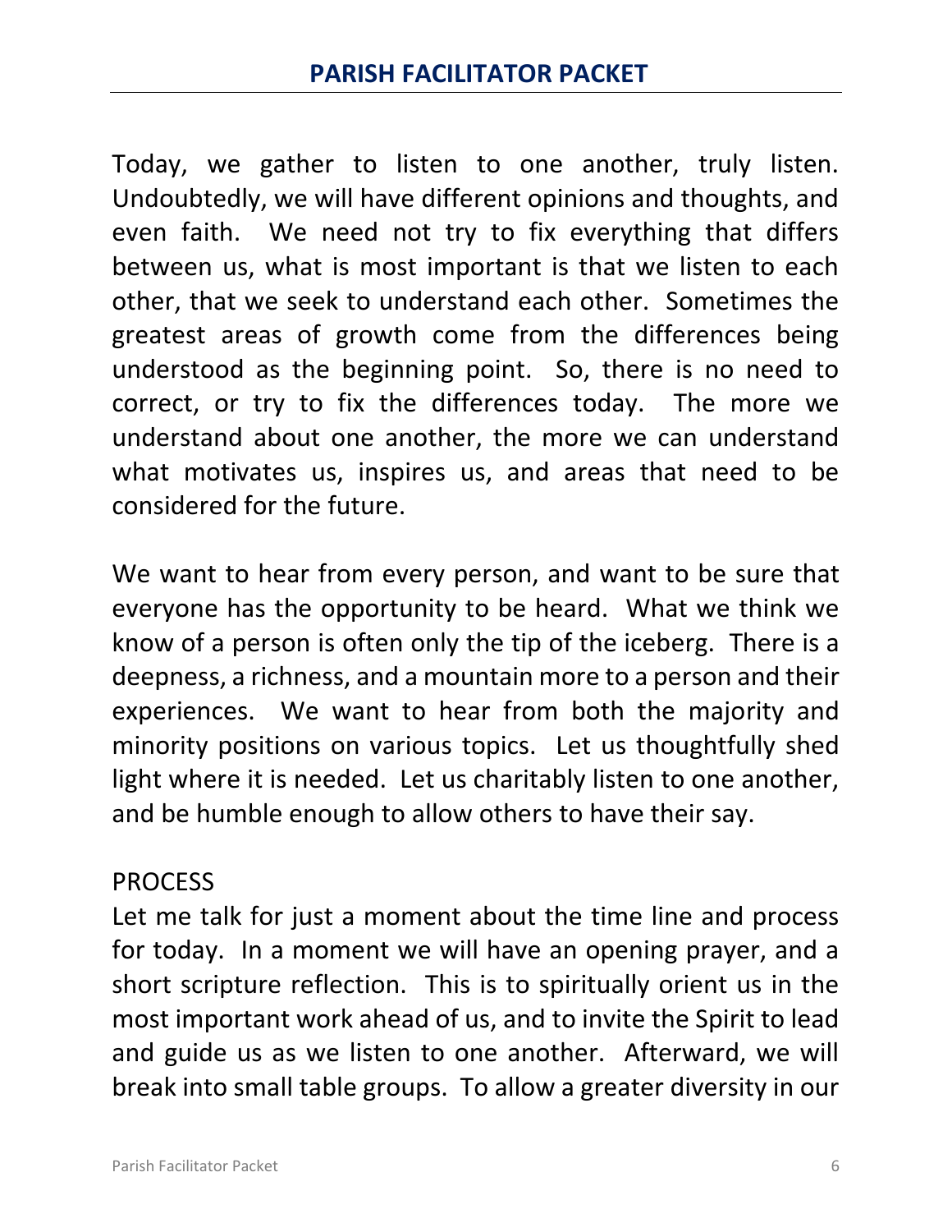Today, we gather to listen to one another, truly listen. Undoubtedly, we will have different opinions and thoughts, and even faith. We need not try to fix everything that differs between us, what is most important is that we listen to each other, that we seek to understand each other. Sometimes the greatest areas of growth come from the differences being understood as the beginning point. So, there is no need to correct, or try to fix the differences today. The more we understand about one another, the more we can understand what motivates us, inspires us, and areas that need to be considered for the future.

We want to hear from every person, and want to be sure that everyone has the opportunity to be heard. What we think we know of a person is often only the tip of the iceberg. There is a deepness, a richness, and a mountain more to a person and their experiences. We want to hear from both the majority and minority positions on various topics. Let us thoughtfully shed light where it is needed. Let us charitably listen to one another, and be humble enough to allow others to have their say.

PROCESS

Let me talk for just a moment about the time line and process for today. In a moment we will have an opening prayer, and a short scripture reflection. This is to spiritually orient us in the most important work ahead of us, and to invite the Spirit to lead and guide us as we listen to one another. Afterward, we will break into small table groups. To allow a greater diversity in our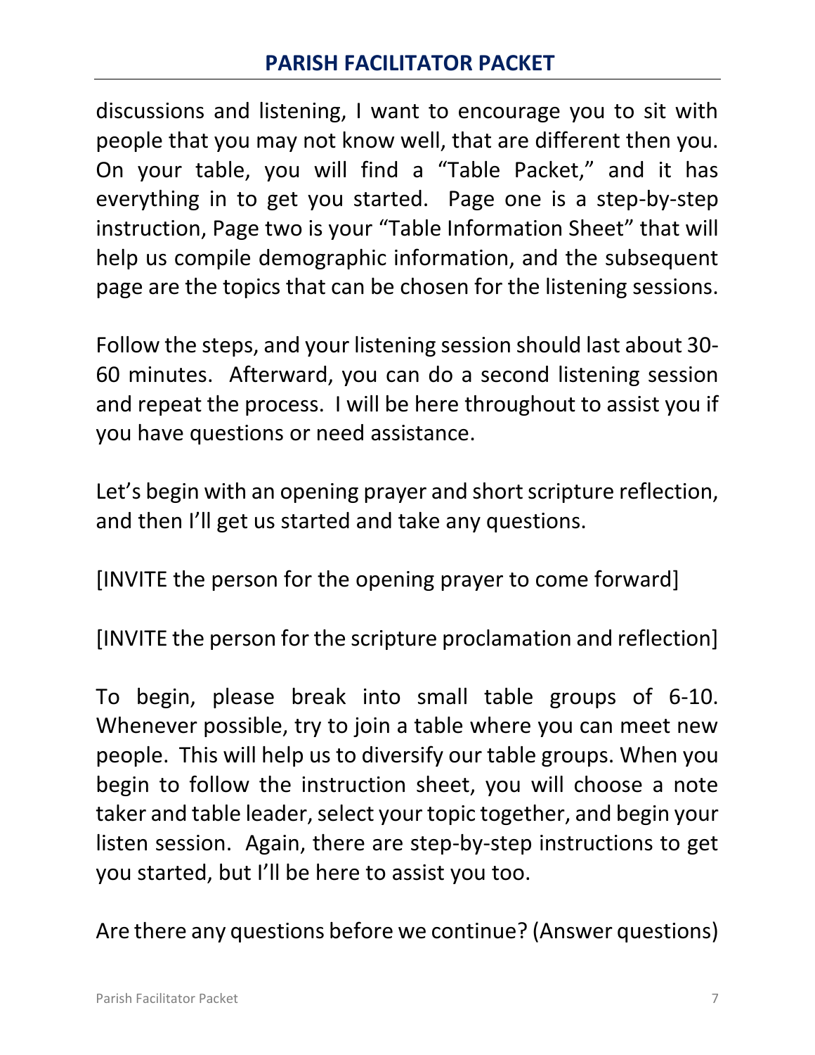discussions and listening, I want to encourage you to sit with people that you may not know well, that are different then you. On your table, you will find a "Table Packet," and it has everything in to get you started. Page one is a step-by-step instruction, Page two is your "Table Information Sheet" that will help us compile demographic information, and the subsequent page are the topics that can be chosen for the listening sessions.

Follow the steps, and your listening session should last about 30-60 minutes. Afterward, you can do a second listening session and repeat the process. I will be here throughout to assist you if you have questions or need assistance.

Let's begin with an opening prayer and short scripture reflection, and then I'll get us started and take any questions.

[INVITE the person for the opening prayer to come forward]

[INVITE the person for the scripture proclamation and reflection]

To begin, please break into small table groups of 6-10. Whenever possible, try to join a table where you can meet new people. This will help us to diversify our table groups. When you begin to follow the instruction sheet, you will choose a note taker and table leader, select your topic together, and begin your listen session. Again, there are step-by-step instructions to get you started, but I'll be here to assist you too.

Are there any questions before we continue? (Answer questions)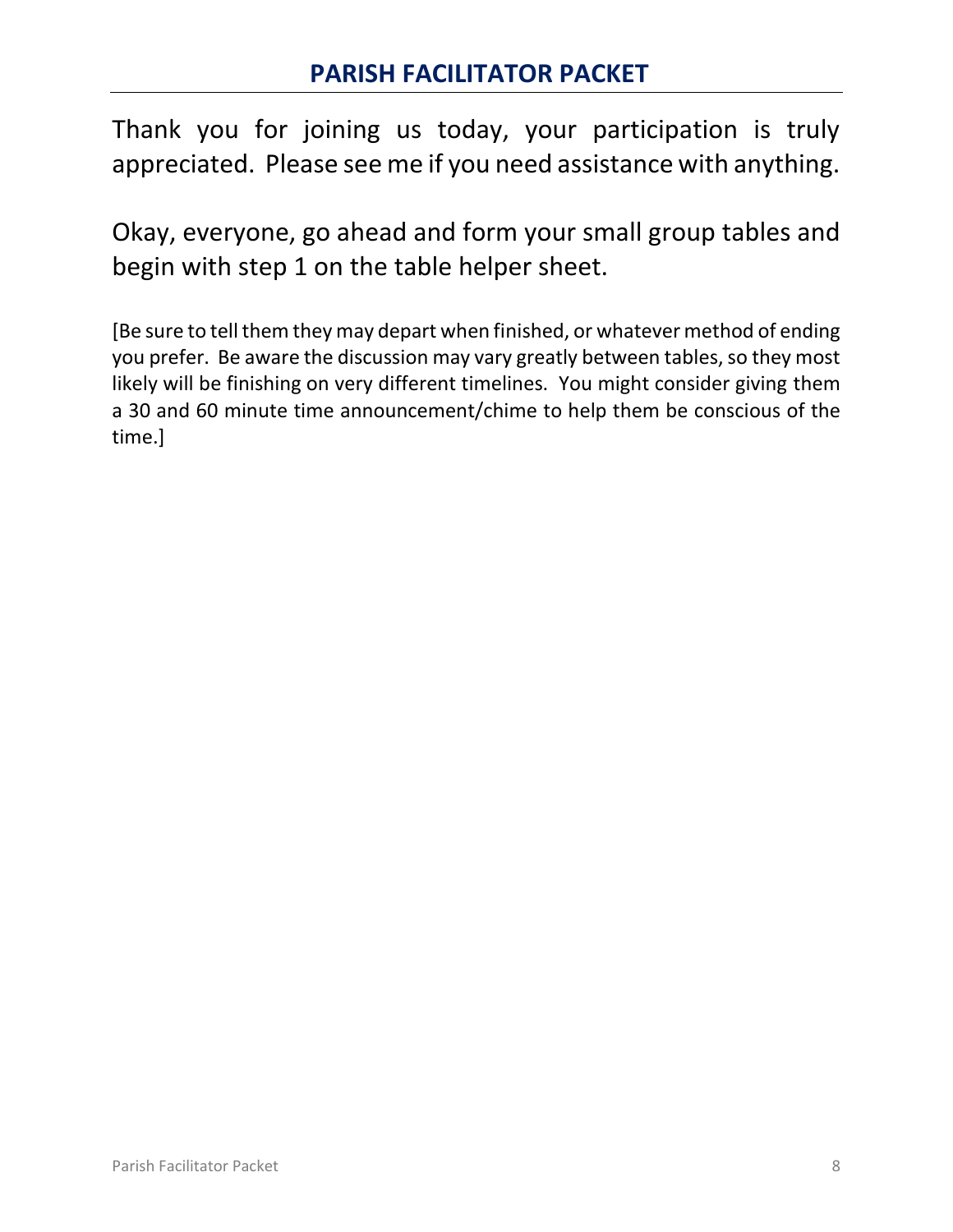## PARISH FACILITATOR PACKET

Thank you for joining us today, your participation is truly appreciated. Please see me if you need assistance with anything.

Okay, everyone, go ahead and form your small group tables and begin with step 1 on the table helper sheet.

[Be sure to tell them they may depart when finished, or whatever method of ending you prefer. Be aware the discussion may vary greatly between tables, so they most likely will be finishing on very different timelines. You might consider giving them a 30 and 60 minute time announcement/chime to help them be conscious of the time.]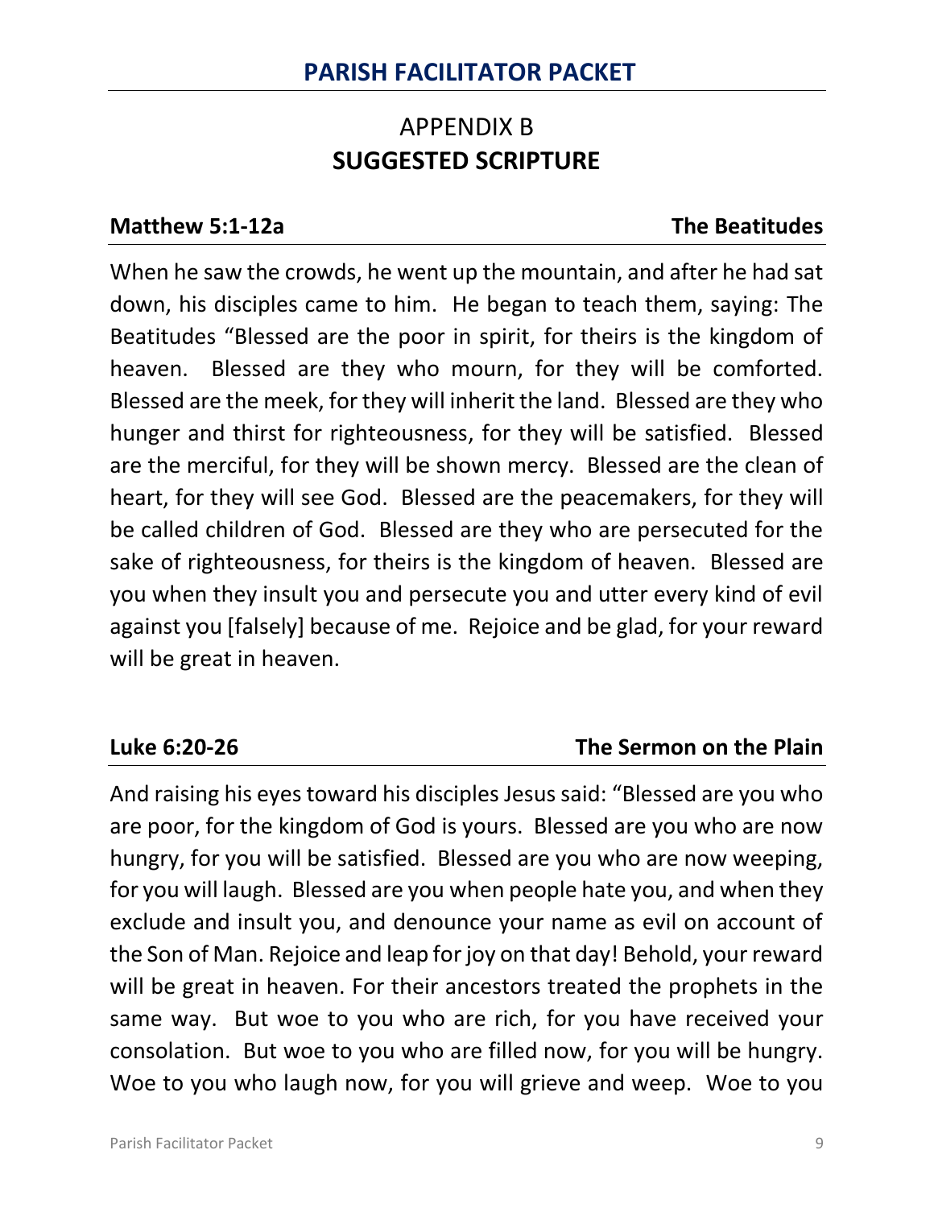## APPENDIX B
## SUGGESTED SCRIPTURE

**Matthew 5:1-12a** **The Beatitudes**

When he saw the crowds, he went up the mountain, and after he had sat down, his disciples came to him. He began to teach them, saying: The Beatitudes "Blessed are the poor in spirit, for theirs is the kingdom of heaven. Blessed are they who mourn, for they will be comforted. Blessed are the meek, for they will inherit the land. Blessed are they who hunger and thirst for righteousness, for they will be satisfied. Blessed are the merciful, for they will be shown mercy. Blessed are the clean of heart, for they will see God. Blessed are the peacemakers, for they will be called children of God. Blessed are they who are persecuted for the sake of righteousness, for theirs is the kingdom of heaven. Blessed are you when they insult you and persecute you and utter every kind of evil against you [falsely] because of me. Rejoice and be glad, for your reward will be great in heaven.

**Luke 6:20-26** **The Sermon on the Plain**

And raising his eyes toward his disciples Jesus said: "Blessed are you who are poor, for the kingdom of God is yours. Blessed are you who are now hungry, for you will be satisfied. Blessed are you who are now weeping, for you will laugh. Blessed are you when people hate you, and when they exclude and insult you, and denounce your name as evil on account of the Son of Man. Rejoice and leap for joy on that day! Behold, your reward will be great in heaven. For their ancestors treated the prophets in the same way. But woe to you who are rich, for you have received your consolation. But woe to you who are filled now, for you will be hungry. Woe to you who laugh now, for you will grieve and weep. Woe to you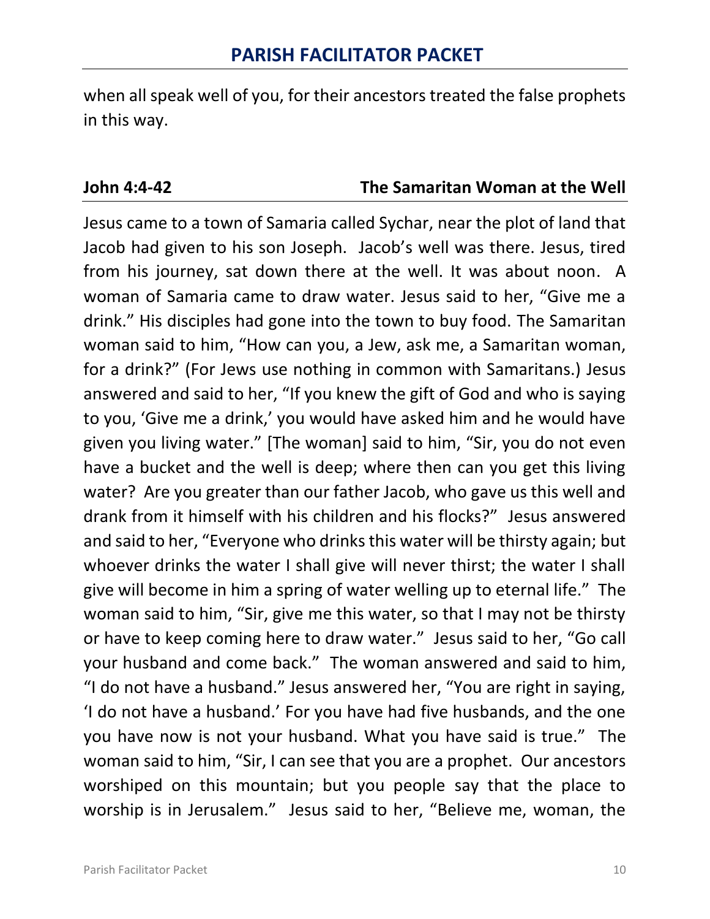when all speak well of you, for their ancestors treated the false prophets in this way.

**John 4:4-42** **The Samaritan Woman at the Well**

Jesus came to a town of Samaria called Sychar, near the plot of land that Jacob had given to his son Joseph. Jacob's well was there. Jesus, tired from his journey, sat down there at the well. It was about noon. A woman of Samaria came to draw water. Jesus said to her, "Give me a drink." His disciples had gone into the town to buy food. The Samaritan woman said to him, "How can you, a Jew, ask me, a Samaritan woman, for a drink?" (For Jews use nothing in common with Samaritans.) Jesus answered and said to her, "If you knew the gift of God and who is saying to you, 'Give me a drink,' you would have asked him and he would have given you living water." [The woman] said to him, "Sir, you do not even have a bucket and the well is deep; where then can you get this living water? Are you greater than our father Jacob, who gave us this well and drank from it himself with his children and his flocks?" Jesus answered and said to her, "Everyone who drinks this water will be thirsty again; but whoever drinks the water I shall give will never thirst; the water I shall give will become in him a spring of water welling up to eternal life." The woman said to him, "Sir, give me this water, so that I may not be thirsty or have to keep coming here to draw water." Jesus said to her, "Go call your husband and come back." The woman answered and said to him, "I do not have a husband." Jesus answered her, "You are right in saying, 'I do not have a husband.' For you have had five husbands, and the one you have now is not your husband. What you have said is true." The woman said to him, "Sir, I can see that you are a prophet. Our ancestors worshiped on this mountain; but you people say that the place to worship is in Jerusalem." Jesus said to her, "Believe me, woman, the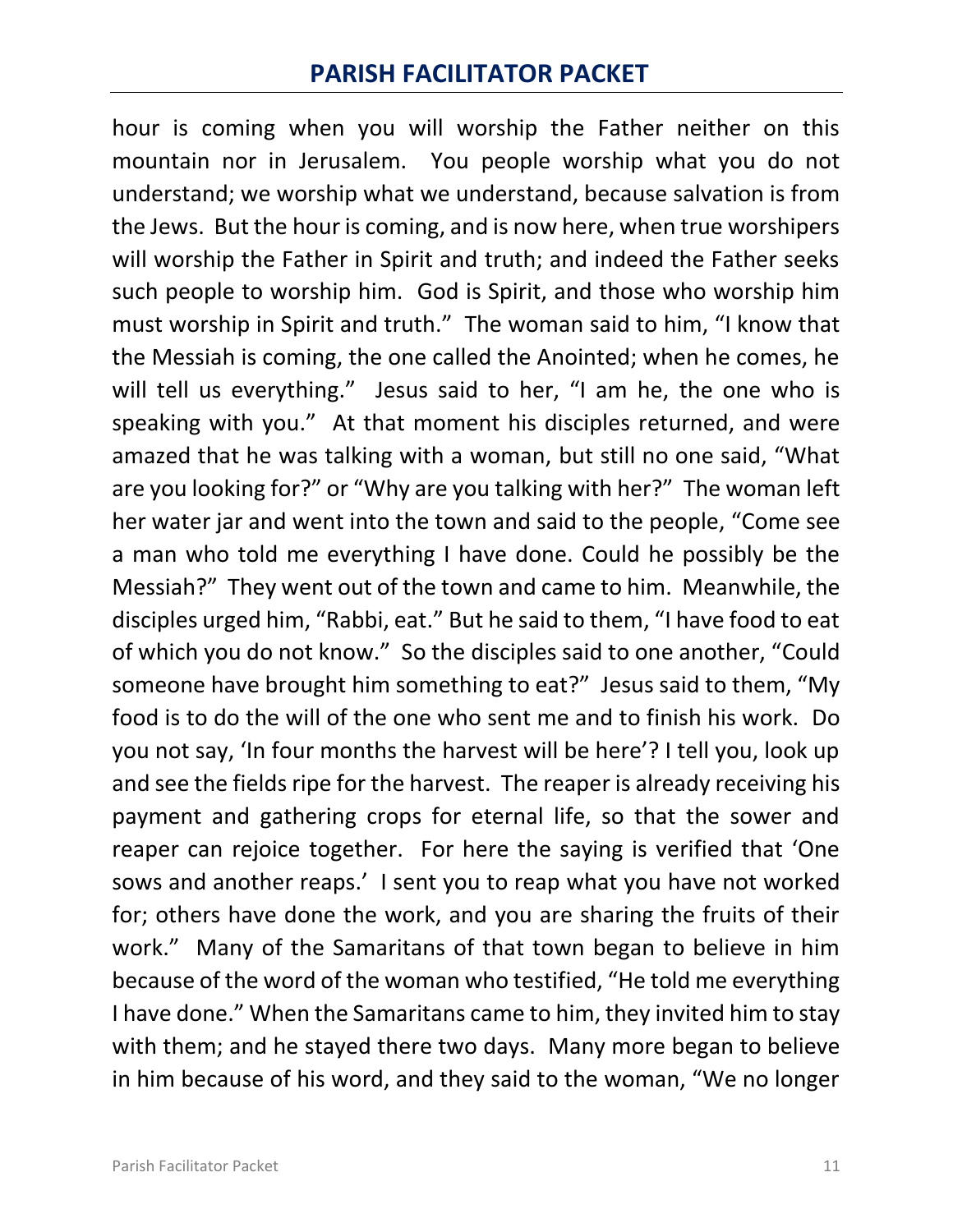hour is coming when you will worship the Father neither on this mountain nor in Jerusalem. You people worship what you do not understand; we worship what we understand, because salvation is from the Jews. But the hour is coming, and is now here, when true worshipers will worship the Father in Spirit and truth; and indeed the Father seeks such people to worship him. God is Spirit, and those who worship him must worship in Spirit and truth." The woman said to him, "I know that the Messiah is coming, the one called the Anointed; when he comes, he will tell us everything." Jesus said to her, "I am he, the one who is speaking with you." At that moment his disciples returned, and were amazed that he was talking with a woman, but still no one said, "What are you looking for?" or "Why are you talking with her?" The woman left her water jar and went into the town and said to the people, "Come see a man who told me everything I have done. Could he possibly be the Messiah?" They went out of the town and came to him. Meanwhile, the disciples urged him, "Rabbi, eat." But he said to them, "I have food to eat of which you do not know." So the disciples said to one another, "Could someone have brought him something to eat?" Jesus said to them, "My food is to do the will of the one who sent me and to finish his work. Do you not say, 'In four months the harvest will be here'? I tell you, look up and see the fields ripe for the harvest. The reaper is already receiving his payment and gathering crops for eternal life, so that the sower and reaper can rejoice together. For here the saying is verified that 'One sows and another reaps.' I sent you to reap what you have not worked for; others have done the work, and you are sharing the fruits of their work." Many of the Samaritans of that town began to believe in him because of the word of the woman who testified, "He told me everything I have done." When the Samaritans came to him, they invited him to stay with them; and he stayed there two days. Many more began to believe in him because of his word, and they said to the woman, "We no longer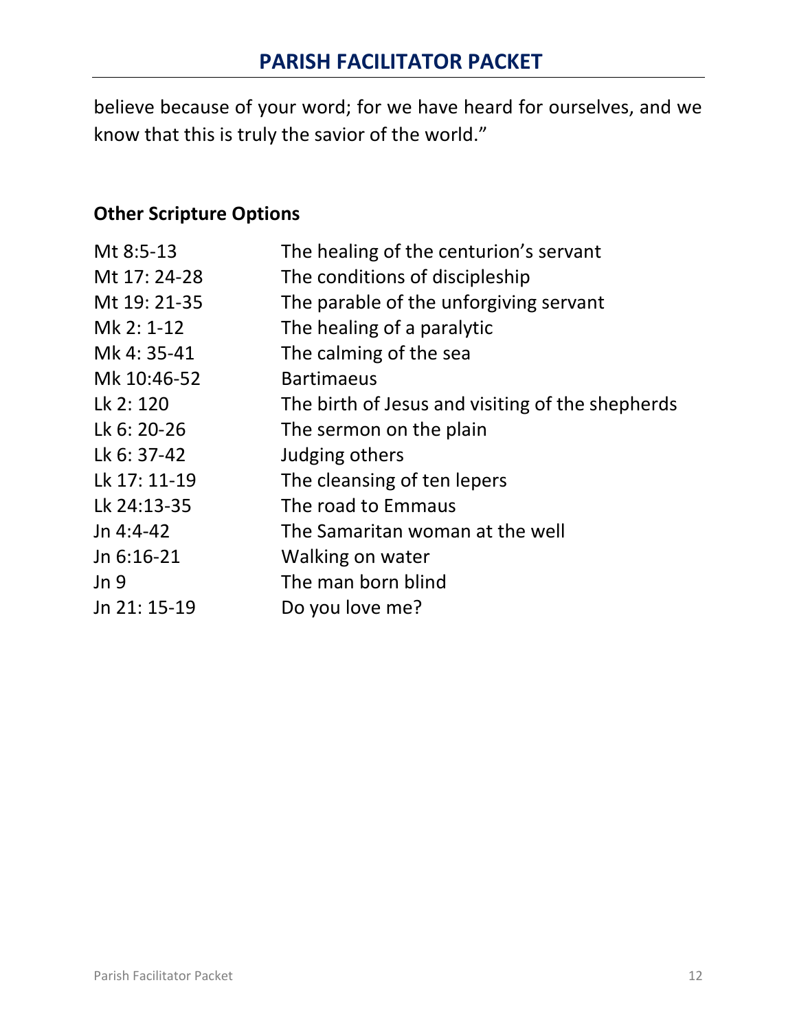believe because of your word; for we have heard for ourselves, and we know that this is truly the savior of the world."

### Other Scripture Options

| | |
|---|---|
| Mt 8:5-13 | The healing of the centurion's servant |
| Mt 17: 24-28 | The conditions of discipleship |
| Mt 19: 21-35 | The parable of the unforgiving servant |
| Mk 2: 1-12 | The healing of a paralytic |
| Mk 4: 35-41 | The calming of the sea |
| Mk 10:46-52 | Bartimaeus |
| Lk 2: 120 | The birth of Jesus and visiting of the shepherds |
| Lk 6: 20-26 | The sermon on the plain |
| Lk 6: 37-42 | Judging others |
| Lk 17: 11-19 | The cleansing of ten lepers |
| Lk 24:13-35 | The road to Emmaus |
| Jn 4:4-42 | The Samaritan woman at the well |
| Jn 6:16-21 | Walking on water |
| Jn 9 | The man born blind |
| Jn 21: 15-19 | Do you love me? |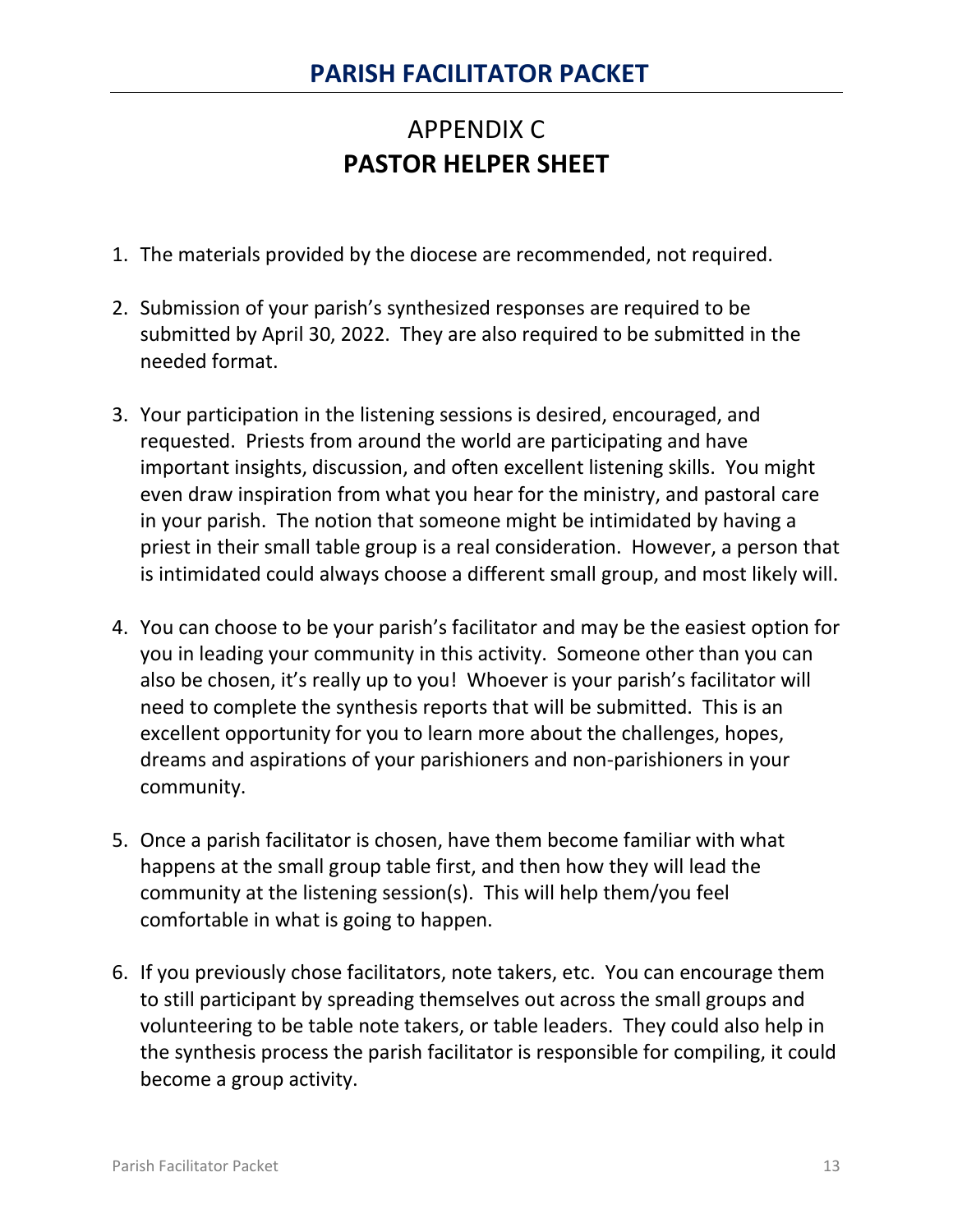# APPENDIX C
## PASTOR HELPER SHEET

1. The materials provided by the diocese are recommended, not required.

2. Submission of your parish's synthesized responses are required to be submitted by April 30, 2022. They are also required to be submitted in the needed format.

3. Your participation in the listening sessions is desired, encouraged, and requested. Priests from around the world are participating and have important insights, discussion, and often excellent listening skills. You might even draw inspiration from what you hear for the ministry, and pastoral care in your parish. The notion that someone might be intimidated by having a priest in their small table group is a real consideration. However, a person that is intimidated could always choose a different small group, and most likely will.

4. You can choose to be your parish's facilitator and may be the easiest option for you in leading your community in this activity. Someone other than you can also be chosen, it's really up to you! Whoever is your parish's facilitator will need to complete the synthesis reports that will be submitted. This is an excellent opportunity for you to learn more about the challenges, hopes, dreams and aspirations of your parishioners and non-parishioners in your community.

5. Once a parish facilitator is chosen, have them become familiar with what happens at the small group table first, and then how they will lead the community at the listening session(s). This will help them/you feel comfortable in what is going to happen.

6. If you previously chose facilitators, note takers, etc. You can encourage them to still participant by spreading themselves out across the small groups and volunteering to be table note takers, or table leaders. They could also help in the synthesis process the parish facilitator is responsible for compiling, it could become a group activity.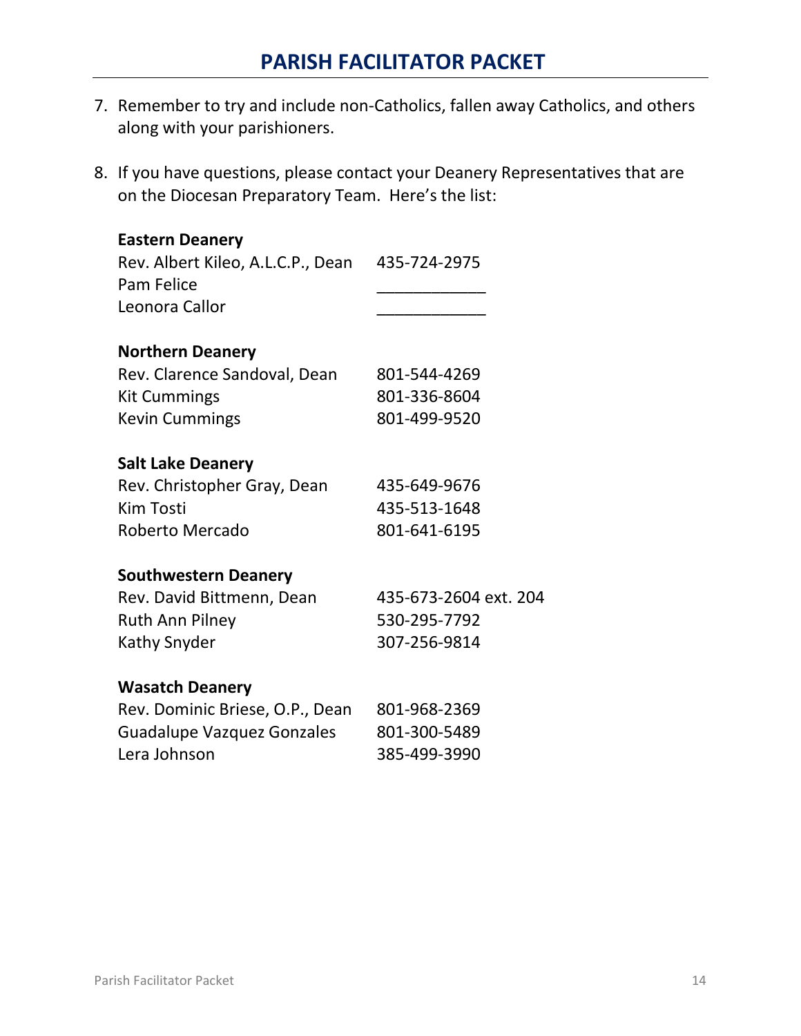7. Remember to try and include non-Catholics, fallen away Catholics, and others along with your parishioners.

8. If you have questions, please contact your Deanery Representatives that are on the Diocesan Preparatory Team. Here's the list:

**Eastern Deanery**

| | |
|---|---|
| Rev. Albert Kileo, A.L.C.P., Dean | 435-724-2975 |
| Pam Felice | ____________ |
| Leonora Callor | ____________ |

**Northern Deanery**

| | |
|---|---|
| Rev. Clarence Sandoval, Dean | 801-544-4269 |
| Kit Cummings | 801-336-8604 |
| Kevin Cummings | 801-499-9520 |

**Salt Lake Deanery**

| | |
|---|---|
| Rev. Christopher Gray, Dean | 435-649-9676 |
| Kim Tosti | 435-513-1648 |
| Roberto Mercado | 801-641-6195 |

**Southwestern Deanery**

| | |
|---|---|
| Rev. David Bittmenn, Dean | 435-673-2604 ext. 204 |
| Ruth Ann Pilney | 530-295-7792 |
| Kathy Snyder | 307-256-9814 |

**Wasatch Deanery**

| | |
|---|---|
| Rev. Dominic Briese, O.P., Dean | 801-968-2369 |
| Guadalupe Vazquez Gonzales | 801-300-5489 |
| Lera Johnson | 385-499-3990 |